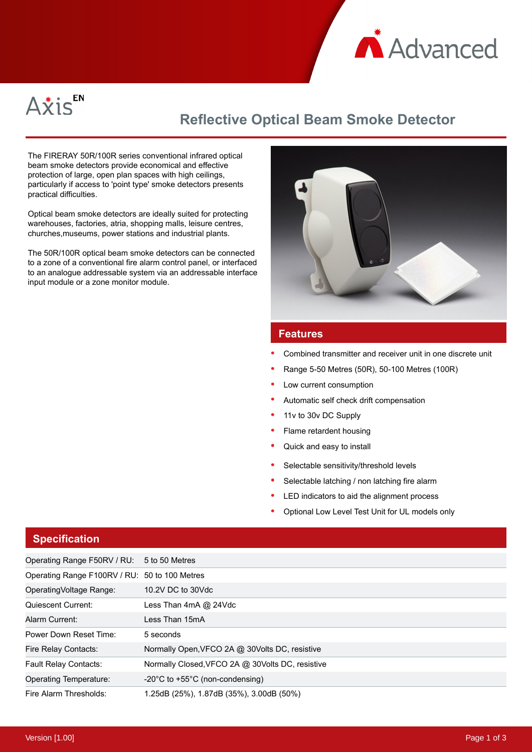Axis EN

# Reflective Optical Beam Smoke Detector

The FIRERAY 50R/100R series conventional infrared optical beam smoke detectors provide economical and effective protection of large, open plan spaces with high ceilings, particularly if access to 'point type' smoke detectors presents practical difficulties.

Optical beam smoke detectors are ideally suited for protecting warehouses, factories, atria, shopping malls, leisure centres, churches,museums, power stations and industrial plants.

The 50R/100R optical beam smoke detectors can be connected to a zone of a conventional fire alarm control panel, or interfaced to an analogue addressable system via an addressable interface input module or a zone monitor module.

## Features

- Combined transmitter and receiver unit in one discrete unit
- Range 5-50 Metres (50R), 50-100 Metres (100R)
- Low current consumption
- Automatic self check drift compensation
- 11v to 30v DC Supply
- Flame retardent housing
- Quick and easy to install
- Selectable sensitivity/threshold levels
- Selectable latching / non latching fire alarm
- LED indicators to aid the alignment process
- Optional Low Level Test Unit for UL models only

## Specification

| | |
|---|---|
| Operating Range F50RV / RU: | 5 to 50 Metres |
| Operating Range F100RV / RU: | 50 to 100 Metres |
| OperatingVoltage Range: | 10.2V DC to 30Vdc |
| Quiescent Current: | Less Than 4mA @ 24Vdc |
| Alarm Current: | Less Than 15mA |
| Power Down Reset Time: | 5 seconds |
| Fire Relay Contacts: | Normally Open,VFCO 2A @ 30Volts DC, resistive |
| Fault Relay Contacts: | Normally Closed,VFCO 2A @ 30Volts DC, resistive |
| Operating Temperature: | -20°C to +55°C (non-condensing) |
| Fire Alarm Thresholds: | 1.25dB (25%), 1.87dB (35%), 3.00dB (50%) |

Version [1.00]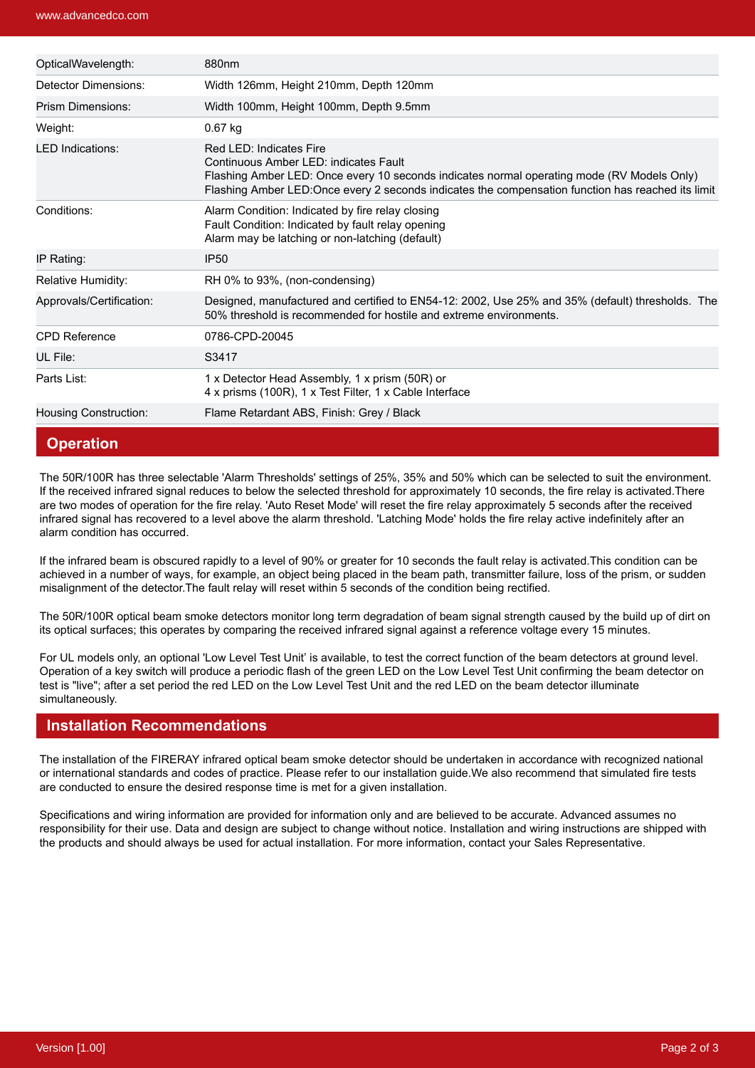| | |
|---|---|
| OpticalWavelength: | 880nm |
| Detector Dimensions: | Width 126mm, Height 210mm, Depth 120mm |
| Prism Dimensions: | Width 100mm, Height 100mm, Depth 9.5mm |
| Weight: | 0.67 kg |
| LED Indications: | Red LED: Indicates Fire<br>Continuous Amber LED: indicates Fault<br>Flashing Amber LED: Once every 10 seconds indicates normal operating mode (RV Models Only)<br>Flashing Amber LED:Once every 2 seconds indicates the compensation function has reached its limit |
| Conditions: | Alarm Condition: Indicated by fire relay closing<br>Fault Condition: Indicated by fault relay opening<br>Alarm may be latching or non-latching (default) |
| IP Rating: | IP50 |
| Relative Humidity: | RH 0% to 93%, (non-condensing) |
| Approvals/Certification: | Designed, manufactured and certified to EN54-12: 2002, Use 25% and 35% (default) thresholds. The 50% threshold is recommended for hostile and extreme environments. |
| CPD Reference | 0786-CPD-20045 |
| UL File: | S3417 |
| Parts List: | 1 x Detector Head Assembly, 1 x prism (50R) or<br>4 x prisms (100R), 1 x Test Filter, 1 x Cable Interface |
| Housing Construction: | Flame Retardant ABS, Finish: Grey / Black |

## Operation

The 50R/100R has three selectable 'Alarm Thresholds' settings of 25%, 35% and 50% which can be selected to suit the environment. If the received infrared signal reduces to below the selected threshold for approximately 10 seconds, the fire relay is activated.There are two modes of operation for the fire relay. 'Auto Reset Mode' will reset the fire relay approximately 5 seconds after the received infrared signal has recovered to a level above the alarm threshold. 'Latching Mode' holds the fire relay active indefinitely after an alarm condition has occurred.

If the infrared beam is obscured rapidly to a level of 90% or greater for 10 seconds the fault relay is activated.This condition can be achieved in a number of ways, for example, an object being placed in the beam path, transmitter failure, loss of the prism, or sudden misalignment of the detector.The fault relay will reset within 5 seconds of the condition being rectified.

The 50R/100R optical beam smoke detectors monitor long term degradation of beam signal strength caused by the build up of dirt on its optical surfaces; this operates by comparing the received infrared signal against a reference voltage every 15 minutes.

For UL models only, an optional 'Low Level Test Unit' is available, to test the correct function of the beam detectors at ground level. Operation of a key switch will produce a periodic flash of the green LED on the Low Level Test Unit confirming the beam detector on test is "live"; after a set period the red LED on the Low Level Test Unit and the red LED on the beam detector illuminate simultaneously.

## Installation Recommendations

The installation of the FIRERAY infrared optical beam smoke detector should be undertaken in accordance with recognized national or international standards and codes of practice. Please refer to our installation guide.We also recommend that simulated fire tests are conducted to ensure the desired response time is met for a given installation.

Specifications and wiring information are provided for information only and are believed to be accurate. Advanced assumes no responsibility for their use. Data and design are subject to change without notice. Installation and wiring instructions are shipped with the products and should always be used for actual installation. For more information, contact your Sales Representative.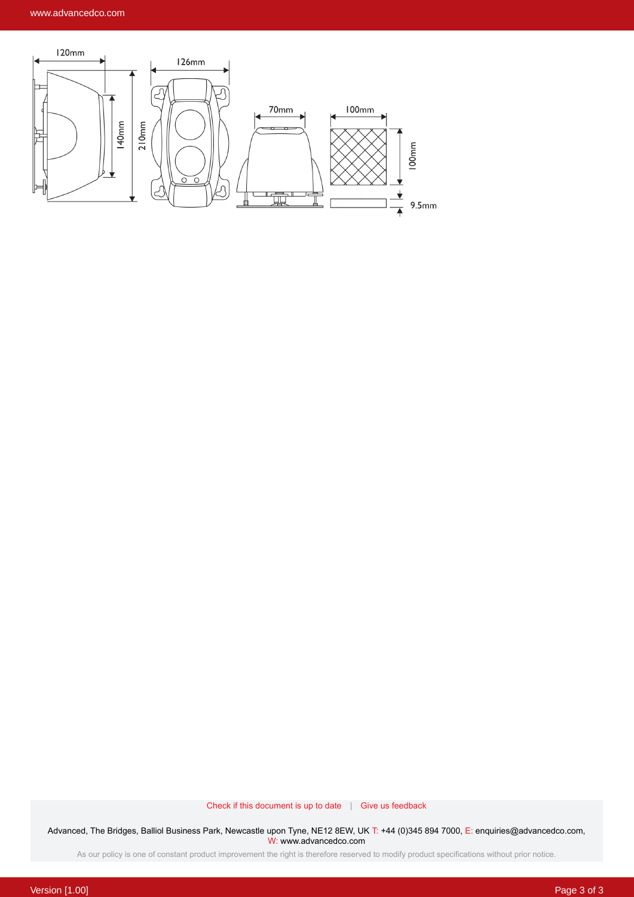120mm

126mm

140mm

210mm

70mm

100mm

100mm

9.5mm

Check if this document is up to date | Give us feedback

Advanced, The Bridges, Balliol Business Park, Newcastle upon Tyne, NE12 8EW, UK T: +44 (0)345 894 7000, E: enquiries@advancedco.com, W: www.advancedco.com

As our policy is one of constant product improvement the right is therefore reserved to modify product specifications without prior notice.